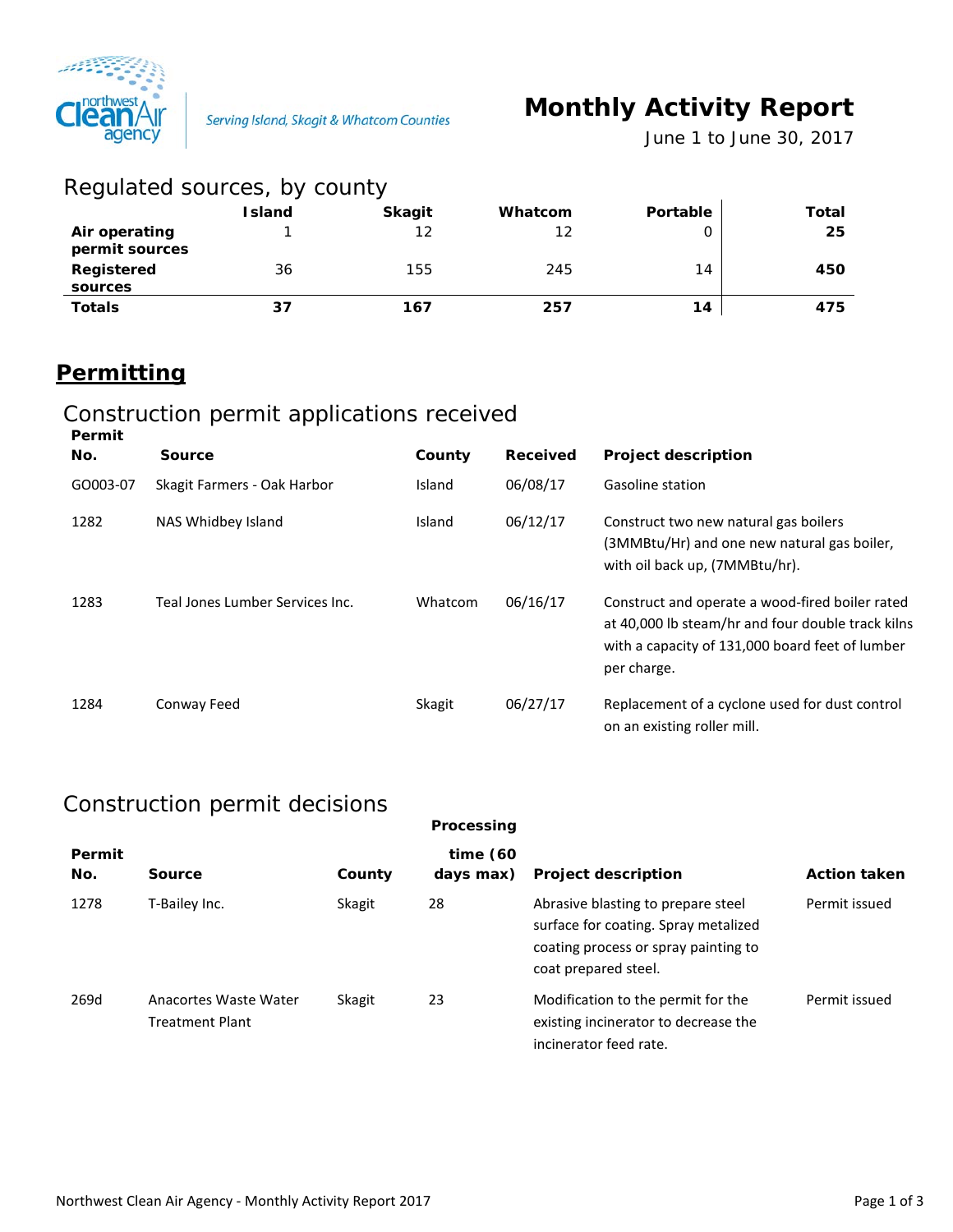Serving Island, Skagit & Whatcom Counties

# Monthly Activity Report

June 1 to June 30, 2017

## Regulated sources, by county

| | Island | Skagit | Whatcom | Portable | Total |
|---|---|---|---|---|---|
| **Air operating permit sources** | 1 | 12 | 12 | 0 | **25** |
| **Registered sources** | 36 | 155 | 245 | 14 | **450** |
| **Totals** | **37** | **167** | **257** | **14** | **475** |

# Permitting

## Construction permit applications received

| Permit No. | Source | County | Received | Project description |
|---|---|---|---|---|
| GO003-07 | Skagit Farmers - Oak Harbor | Island | 06/08/17 | Gasoline station |
| 1282 | NAS Whidbey Island | Island | 06/12/17 | Construct two new natural gas boilers (3MMBtu/Hr) and one new natural gas boiler, with oil back up, (7MMBtu/hr). |
| 1283 | Teal Jones Lumber Services Inc. | Whatcom | 06/16/17 | Construct and operate a wood-fired boiler rated at 40,000 lb steam/hr and four double track kilns with a capacity of 131,000 board feet of lumber per charge. |
| 1284 | Conway Feed | Skagit | 06/27/17 | Replacement of a cyclone used for dust control on an existing roller mill. |

## Construction permit decisions

| Permit No. | Source | County | Processing time (60 days max) | Project description | Action taken |
|---|---|---|---|---|---|
| 1278 | T-Bailey Inc. | Skagit | 28 | Abrasive blasting to prepare steel surface for coating. Spray metalized coating process or spray painting to coat prepared steel. | Permit issued |
| 269d | Anacortes Waste Water Treatment Plant | Skagit | 23 | Modification to the permit for the existing incinerator to decrease the incinerator feed rate. | Permit issued |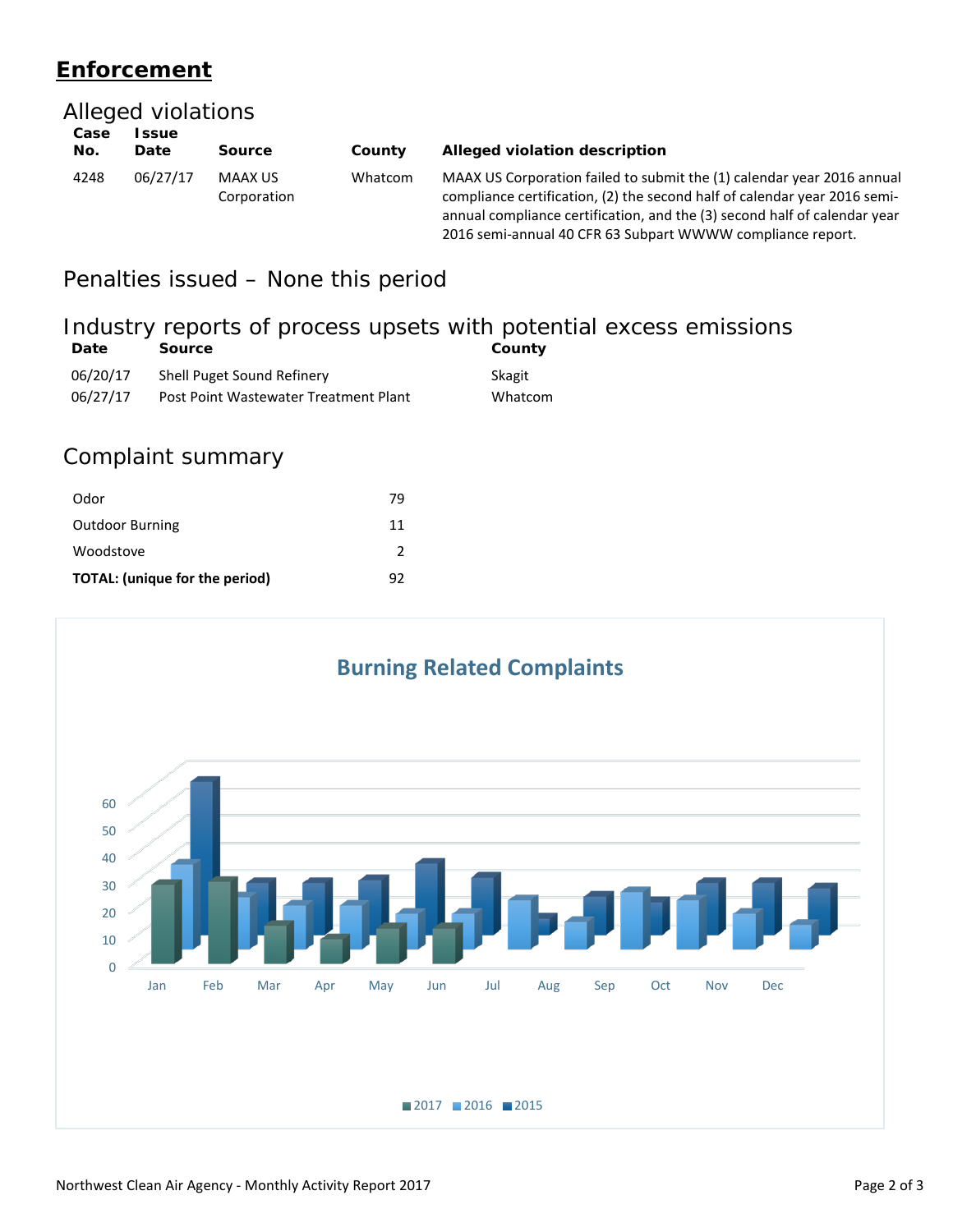# Enforcement

## Alleged violations

| Case No. | Issue Date | Source | County | Alleged violation description |
|---|---|---|---|---|
| 4248 | 06/27/17 | MAAX US Corporation | Whatcom | MAAX US Corporation failed to submit the (1) calendar year 2016 annual compliance certification, (2) the second half of calendar year 2016 semi-annual compliance certification, and the (3) second half of calendar year 2016 semi-annual 40 CFR 63 Subpart WWWW compliance report. |

## Penalties issued – None this period

## Industry reports of process upsets with potential excess emissions

| Date | Source | County |
|---|---|---|
| 06/20/17 | Shell Puget Sound Refinery | Skagit |
| 06/27/17 | Post Point Wastewater Treatment Plant | Whatcom |

## Complaint summary

| | |
|---|---|
| Odor | 79 |
| Outdoor Burning | 11 |
| Woodstove | 2 |
| **TOTAL: (unique for the period)** | **92** |

Burning Related Complaints

0
10
20
30
40
50
60

Jan Feb Mar Apr May Jun Jul Aug Sep Oct Nov Dec

2017 2016 2015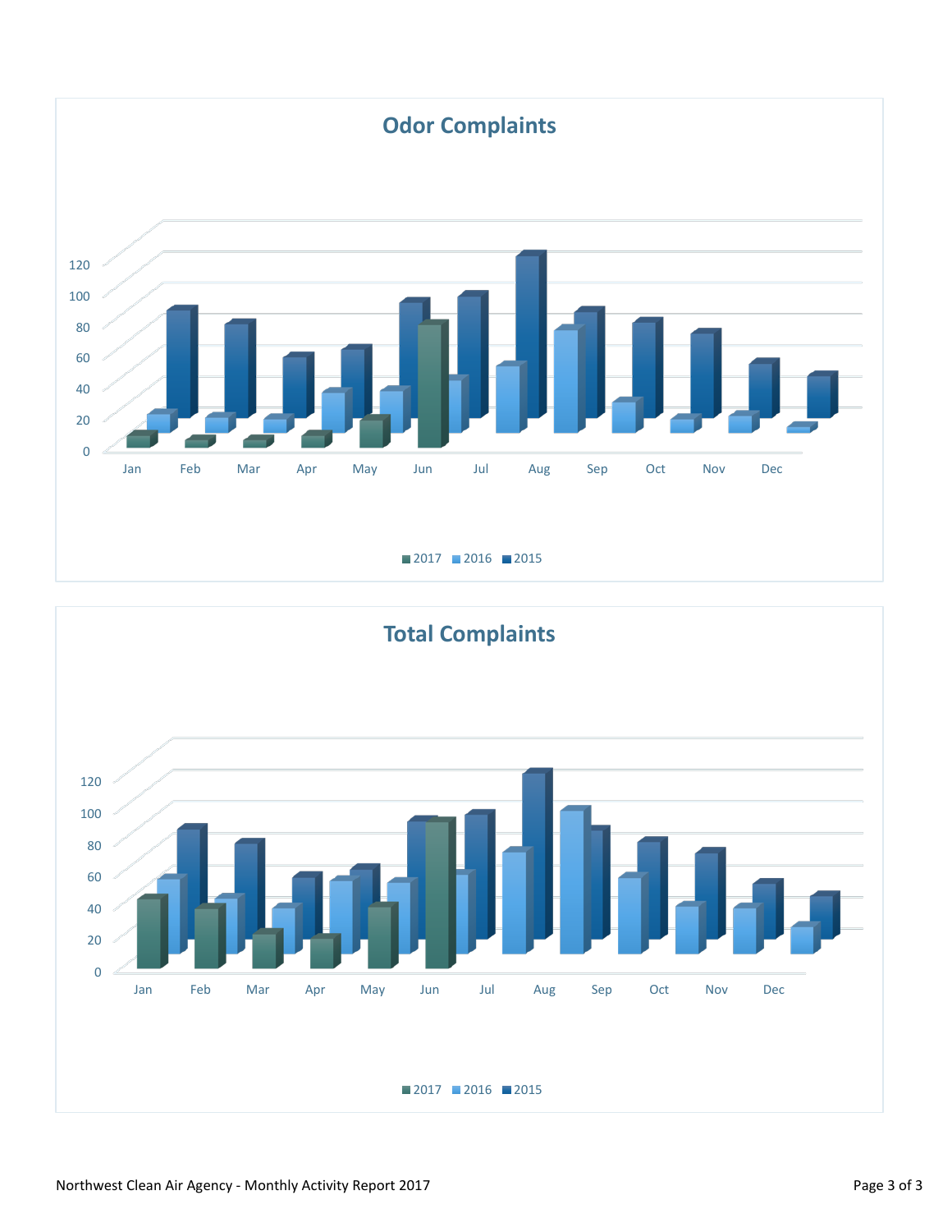## Odor Complaints

120
100
80
60
40
20
0

Jan Feb Mar Apr May Jun Jul Aug Sep Oct Nov Dec

2017 2016 2015

## Total Complaints

120
100
80
60
40
20
0

Jan Feb Mar Apr May Jun Jul Aug Sep Oct Nov Dec

2017 2016 2015